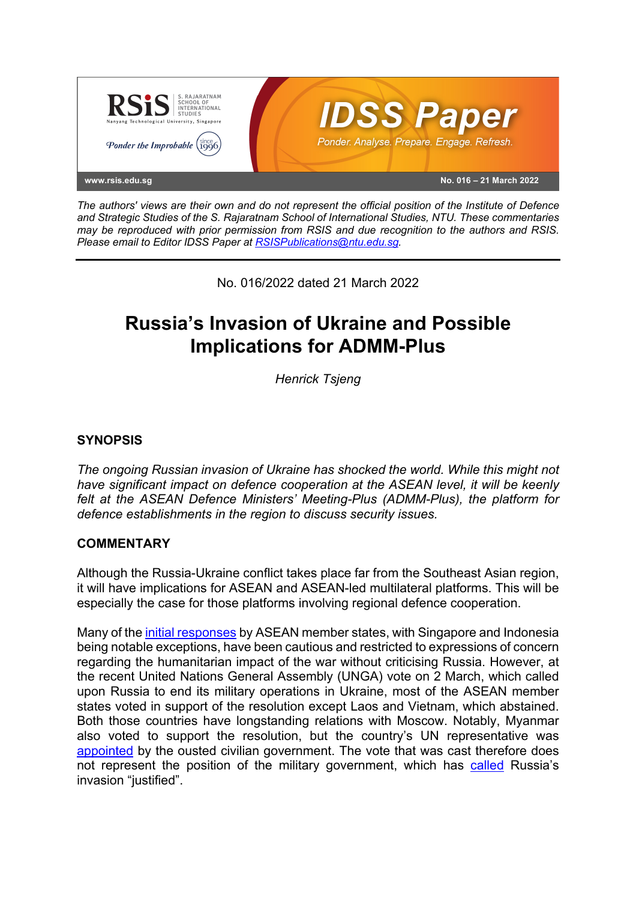*The authors' views are their own and do not represent the official position of the Institute of Defence and Strategic Studies of the S. Rajaratnam School of International Studies, NTU. These commentaries may be reproduced with prior permission from RSIS and due recognition to the authors and RSIS. Please email to Editor IDSS Paper at RSISPublications@ntu.edu.sg.*

No. 016/2022 dated 21 March 2022

# Russia's Invasion of Ukraine and Possible Implications for ADMM-Plus

*Henrick Tsjeng*

## SYNOPSIS

*The ongoing Russian invasion of Ukraine has shocked the world. While this might not have significant impact on defence cooperation at the ASEAN level, it will be keenly felt at the ASEAN Defence Ministers' Meeting-Plus (ADMM-Plus), the platform for defence establishments in the region to discuss security issues.*

## COMMENTARY

Although the Russia-Ukraine conflict takes place far from the Southeast Asian region, it will have implications for ASEAN and ASEAN-led multilateral platforms. This will be especially the case for those platforms involving regional defence cooperation.

Many of the initial responses by ASEAN member states, with Singapore and Indonesia being notable exceptions, have been cautious and restricted to expressions of concern regarding the humanitarian impact of the war without criticising Russia. However, at the recent United Nations General Assembly (UNGA) vote on 2 March, which called upon Russia to end its military operations in Ukraine, most of the ASEAN member states voted in support of the resolution except Laos and Vietnam, which abstained. Both those countries have longstanding relations with Moscow. Notably, Myanmar also voted to support the resolution, but the country's UN representative was appointed by the ousted civilian government. The vote that was cast therefore does not represent the position of the military government, which has called Russia's invasion "justified".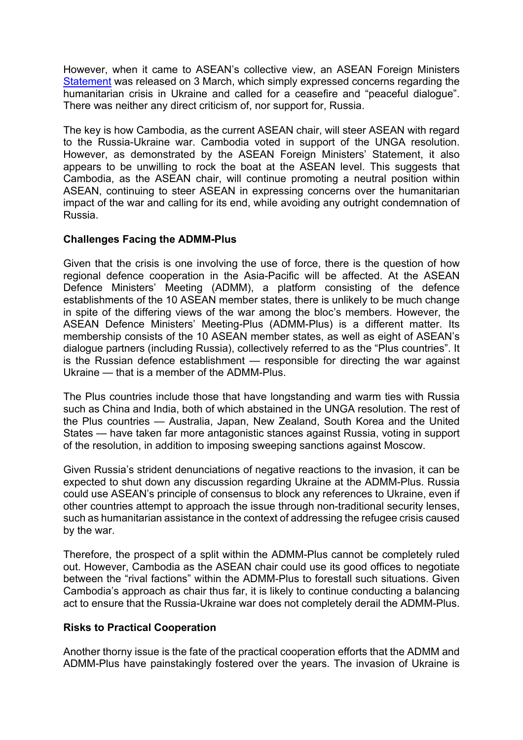However, when it came to ASEAN's collective view, an ASEAN Foreign Ministers Statement was released on 3 March, which simply expressed concerns regarding the humanitarian crisis in Ukraine and called for a ceasefire and "peaceful dialogue". There was neither any direct criticism of, nor support for, Russia.

The key is how Cambodia, as the current ASEAN chair, will steer ASEAN with regard to the Russia-Ukraine war. Cambodia voted in support of the UNGA resolution. However, as demonstrated by the ASEAN Foreign Ministers' Statement, it also appears to be unwilling to rock the boat at the ASEAN level. This suggests that Cambodia, as the ASEAN chair, will continue promoting a neutral position within ASEAN, continuing to steer ASEAN in expressing concerns over the humanitarian impact of the war and calling for its end, while avoiding any outright condemnation of Russia.

**Challenges Facing the ADMM-Plus**

Given that the crisis is one involving the use of force, there is the question of how regional defence cooperation in the Asia-Pacific will be affected. At the ASEAN Defence Ministers' Meeting (ADMM), a platform consisting of the defence establishments of the 10 ASEAN member states, there is unlikely to be much change in spite of the differing views of the war among the bloc's members. However, the ASEAN Defence Ministers' Meeting-Plus (ADMM-Plus) is a different matter. Its membership consists of the 10 ASEAN member states, as well as eight of ASEAN's dialogue partners (including Russia), collectively referred to as the "Plus countries". It is the Russian defence establishment — responsible for directing the war against Ukraine — that is a member of the ADMM-Plus.

The Plus countries include those that have longstanding and warm ties with Russia such as China and India, both of which abstained in the UNGA resolution. The rest of the Plus countries — Australia, Japan, New Zealand, South Korea and the United States — have taken far more antagonistic stances against Russia, voting in support of the resolution, in addition to imposing sweeping sanctions against Moscow.

Given Russia's strident denunciations of negative reactions to the invasion, it can be expected to shut down any discussion regarding Ukraine at the ADMM-Plus. Russia could use ASEAN's principle of consensus to block any references to Ukraine, even if other countries attempt to approach the issue through non-traditional security lenses, such as humanitarian assistance in the context of addressing the refugee crisis caused by the war.

Therefore, the prospect of a split within the ADMM-Plus cannot be completely ruled out. However, Cambodia as the ASEAN chair could use its good offices to negotiate between the "rival factions" within the ADMM-Plus to forestall such situations. Given Cambodia's approach as chair thus far, it is likely to continue conducting a balancing act to ensure that the Russia-Ukraine war does not completely derail the ADMM-Plus.

**Risks to Practical Cooperation**

Another thorny issue is the fate of the practical cooperation efforts that the ADMM and ADMM-Plus have painstakingly fostered over the years. The invasion of Ukraine is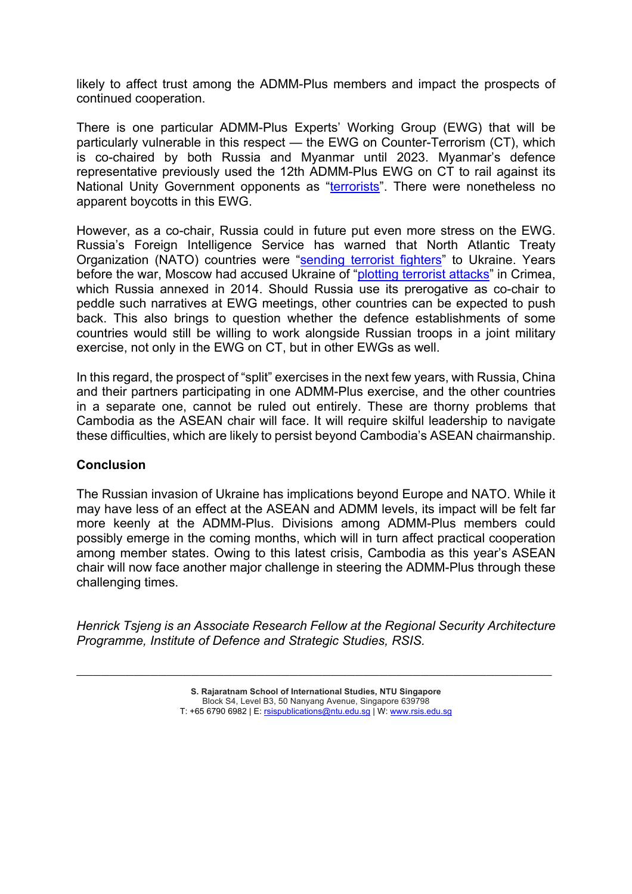likely to affect trust among the ADMM-Plus members and impact the prospects of continued cooperation.

There is one particular ADMM-Plus Experts' Working Group (EWG) that will be particularly vulnerable in this respect — the EWG on Counter-Terrorism (CT), which is co-chaired by both Russia and Myanmar until 2023. Myanmar's defence representative previously used the 12th ADMM-Plus EWG on CT to rail against its National Unity Government opponents as "terrorists". There were nonetheless no apparent boycotts in this EWG.

However, as a co-chair, Russia could in future put even more stress on the EWG. Russia's Foreign Intelligence Service has warned that North Atlantic Treaty Organization (NATO) countries were "sending terrorist fighters" to Ukraine. Years before the war, Moscow had accused Ukraine of "plotting terrorist attacks" in Crimea, which Russia annexed in 2014. Should Russia use its prerogative as co-chair to peddle such narratives at EWG meetings, other countries can be expected to push back. This also brings to question whether the defence establishments of some countries would still be willing to work alongside Russian troops in a joint military exercise, not only in the EWG on CT, but in other EWGs as well.

In this regard, the prospect of "split" exercises in the next few years, with Russia, China and their partners participating in one ADMM-Plus exercise, and the other countries in a separate one, cannot be ruled out entirely. These are thorny problems that Cambodia as the ASEAN chair will face. It will require skilful leadership to navigate these difficulties, which are likely to persist beyond Cambodia's ASEAN chairmanship.

**Conclusion**

The Russian invasion of Ukraine has implications beyond Europe and NATO. While it may have less of an effect at the ASEAN and ADMM levels, its impact will be felt far more keenly at the ADMM-Plus. Divisions among ADMM-Plus members could possibly emerge in the coming months, which will in turn affect practical cooperation among member states. Owing to this latest crisis, Cambodia as this year's ASEAN chair will now face another major challenge in steering the ADMM-Plus through these challenging times.

*Henrick Tsjeng is an Associate Research Fellow at the Regional Security Architecture Programme, Institute of Defence and Strategic Studies, RSIS.*

---

**S. Rajaratnam School of International Studies, NTU Singapore**
Block S4, Level B3, 50 Nanyang Avenue, Singapore 639798
T: +65 6790 6982 | E: rsispublications@ntu.edu.sg | W: www.rsis.edu.sg